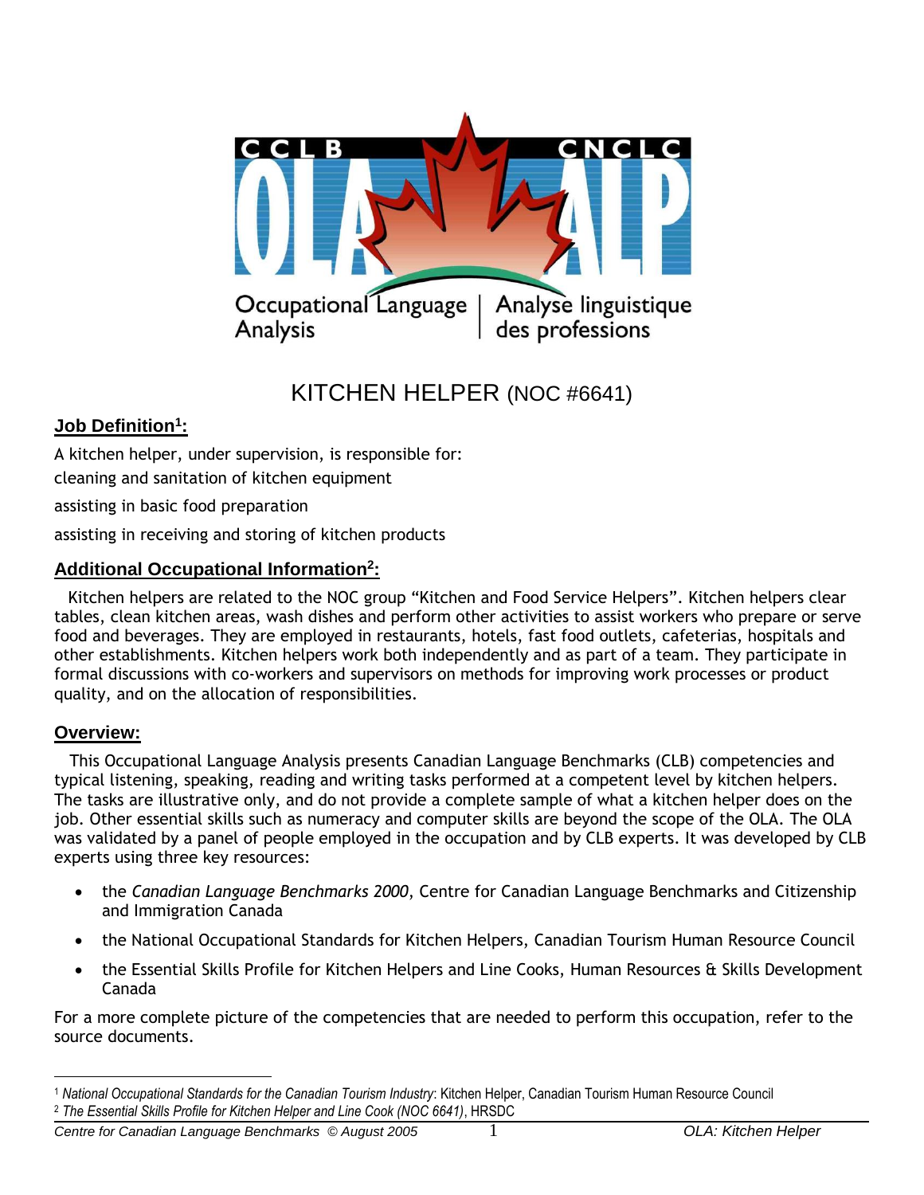# KITCHEN HELPER (NOC #6641)

## Job Definition[1]:

A kitchen helper, under supervision, is responsible for:

cleaning and sanitation of kitchen equipment

assisting in basic food preparation

assisting in receiving and storing of kitchen products

## Additional Occupational Information[2]:

Kitchen helpers are related to the NOC group "Kitchen and Food Service Helpers". Kitchen helpers clear tables, clean kitchen areas, wash dishes and perform other activities to assist workers who prepare or serve food and beverages. They are employed in restaurants, hotels, fast food outlets, cafeterias, hospitals and other establishments. Kitchen helpers work both independently and as part of a team. They participate in formal discussions with co-workers and supervisors on methods for improving work processes or product quality, and on the allocation of responsibilities.

## Overview:

This Occupational Language Analysis presents Canadian Language Benchmarks (CLB) competencies and typical listening, speaking, reading and writing tasks performed at a competent level by kitchen helpers. The tasks are illustrative only, and do not provide a complete sample of what a kitchen helper does on the job. Other essential skills such as numeracy and computer skills are beyond the scope of the OLA. The OLA was validated by a panel of people employed in the occupation and by CLB experts. It was developed by CLB experts using three key resources:

- the *Canadian Language Benchmarks 2000*, Centre for Canadian Language Benchmarks and Citizenship and Immigration Canada
- the National Occupational Standards for Kitchen Helpers, Canadian Tourism Human Resource Council
- the Essential Skills Profile for Kitchen Helpers and Line Cooks, Human Resources & Skills Development Canada

For a more complete picture of the competencies that are needed to perform this occupation, refer to the source documents.

---

[1] *National Occupational Standards for the Canadian Tourism Industry*: Kitchen Helper, Canadian Tourism Human Resource Council

[2] *The Essential Skills Profile for Kitchen Helper and Line Cook (NOC 6641)*, HRSDC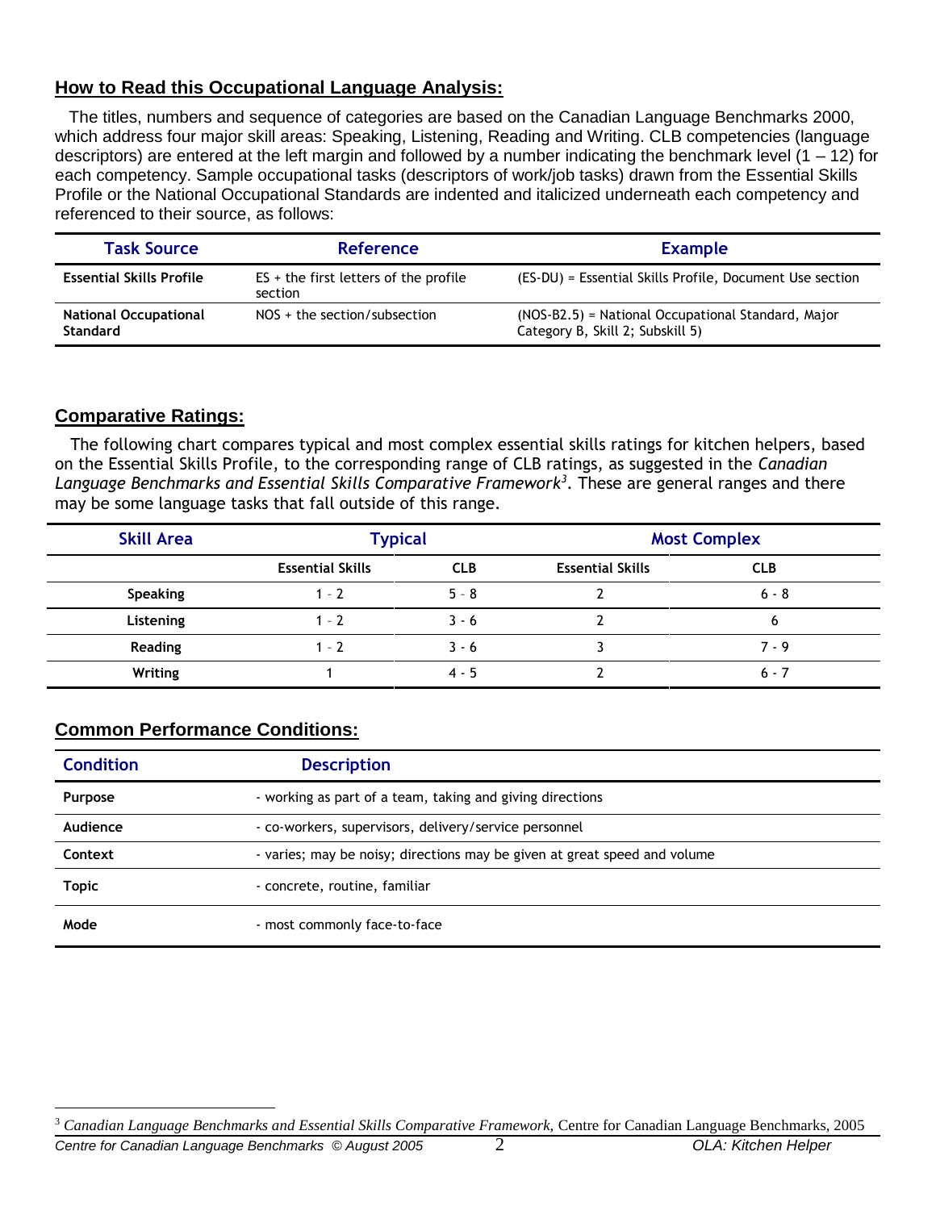## How to Read this Occupational Language Analysis:

The titles, numbers and sequence of categories are based on the Canadian Language Benchmarks 2000, which address four major skill areas: Speaking, Listening, Reading and Writing. CLB competencies (language descriptors) are entered at the left margin and followed by a number indicating the benchmark level (1 – 12) for each competency. Sample occupational tasks (descriptors of work/job tasks) drawn from the Essential Skills Profile or the National Occupational Standards are indented and italicized underneath each competency and referenced to their source, as follows:

| Task Source | Reference | Example |
|---|---|---|
| **Essential Skills Profile** | ES + the first letters of the profile section | (ES-DU) = Essential Skills Profile, Document Use section |
| **National Occupational Standard** | NOS + the section/subsection | (NOS-B2.5) = National Occupational Standard, Major Category B, Skill 2; Subskill 5) |

## Comparative Ratings:

The following chart compares typical and most complex essential skills ratings for kitchen helpers, based on the Essential Skills Profile, to the corresponding range of CLB ratings, as suggested in the *Canadian Language Benchmarks and Essential Skills Comparative Framework*[3]. These are general ranges and there may be some language tasks that fall outside of this range.

| Skill Area | Typical | | Most Complex | |
|---|---|---|---|---|
| | **Essential Skills** | **CLB** | **Essential Skills** | **CLB** |
| **Speaking** | 1 - 2 | 5 - 8 | 2 | 6 - 8 |
| **Listening** | 1 - 2 | 3 - 6 | 2 | 6 |
| **Reading** | 1 - 2 | 3 - 6 | 3 | 7 - 9 |
| **Writing** | 1 | 4 - 5 | 2 | 6 - 7 |

## Common Performance Conditions:

| Condition | Description |
|---|---|
| **Purpose** | - working as part of a team, taking and giving directions |
| **Audience** | - co-workers, supervisors, delivery/service personnel |
| **Context** | - varies; may be noisy; directions may be given at great speed and volume |
| **Topic** | - concrete, routine, familiar |
| **Mode** | - most commonly face-to-face |

[3] *Canadian Language Benchmarks and Essential Skills Comparative Framework,* Centre for Canadian Language Benchmarks, 2005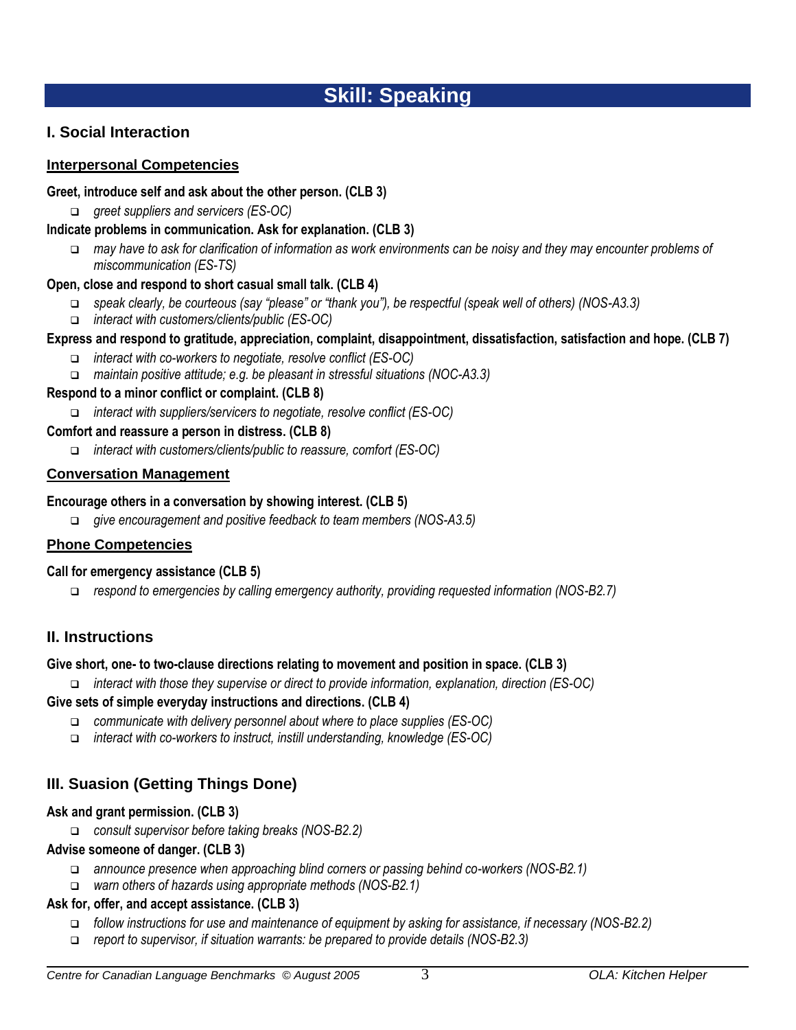# Skill: Speaking

## I. Social Interaction

### Interpersonal Competencies

**Greet, introduce self and ask about the other person. (CLB 3)**

- *greet suppliers and servicers (ES-OC)*

**Indicate problems in communication. Ask for explanation. (CLB 3)**

- *may have to ask for clarification of information as work environments can be noisy and they may encounter problems of miscommunication (ES-TS)*

**Open, close and respond to short casual small talk. (CLB 4)**

- *speak clearly, be courteous (say "please" or "thank you"), be respectful (speak well of others) (NOS-A3.3)*
- *interact with customers/clients/public (ES-OC)*

**Express and respond to gratitude, appreciation, complaint, disappointment, dissatisfaction, satisfaction and hope. (CLB 7)**

- *interact with co-workers to negotiate, resolve conflict (ES-OC)*
- *maintain positive attitude; e.g. be pleasant in stressful situations (NOC-A3.3)*

**Respond to a minor conflict or complaint. (CLB 8)**

- *interact with suppliers/servicers to negotiate, resolve conflict (ES-OC)*

**Comfort and reassure a person in distress. (CLB 8)**

- *interact with customers/clients/public to reassure, comfort (ES-OC)*

### Conversation Management

**Encourage others in a conversation by showing interest. (CLB 5)**

- *give encouragement and positive feedback to team members (NOS-A3.5)*

### Phone Competencies

**Call for emergency assistance (CLB 5)**

- *respond to emergencies by calling emergency authority, providing requested information (NOS-B2.7)*

## II. Instructions

**Give short, one- to two-clause directions relating to movement and position in space. (CLB 3)**

- *interact with those they supervise or direct to provide information, explanation, direction (ES-OC)*

**Give sets of simple everyday instructions and directions. (CLB 4)**

- *communicate with delivery personnel about where to place supplies (ES-OC)*
- *interact with co-workers to instruct, instill understanding, knowledge (ES-OC)*

## III. Suasion (Getting Things Done)

**Ask and grant permission. (CLB 3)**

- *consult supervisor before taking breaks (NOS-B2.2)*

**Advise someone of danger. (CLB 3)**

- *announce presence when approaching blind corners or passing behind co-workers (NOS-B2.1)*
- *warn others of hazards using appropriate methods (NOS-B2.1)*

**Ask for, offer, and accept assistance. (CLB 3)**

- *follow instructions for use and maintenance of equipment by asking for assistance, if necessary (NOS-B2.2)*
- *report to supervisor, if situation warrants: be prepared to provide details (NOS-B2.3)*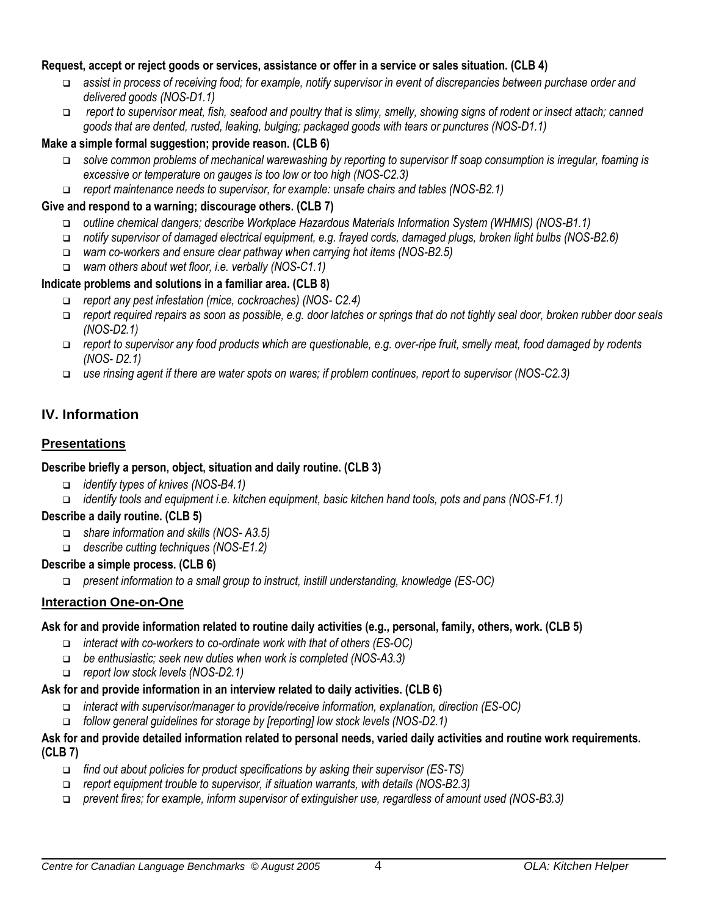**Request, accept or reject goods or services, assistance or offer in a service or sales situation. (CLB 4)**

- *assist in process of receiving food; for example, notify supervisor in event of discrepancies between purchase order and delivered goods (NOS-D1.1)*
- *report to supervisor meat, fish, seafood and poultry that is slimy, smelly, showing signs of rodent or insect attach; canned goods that are dented, rusted, leaking, bulging; packaged goods with tears or punctures (NOS-D1.1)*

**Make a simple formal suggestion; provide reason. (CLB 6)**

- *solve common problems of mechanical warewashing by reporting to supervisor If soap consumption is irregular, foaming is excessive or temperature on gauges is too low or too high (NOS-C2.3)*
- *report maintenance needs to supervisor, for example: unsafe chairs and tables (NOS-B2.1)*

**Give and respond to a warning; discourage others. (CLB 7)**

- *outline chemical dangers; describe Workplace Hazardous Materials Information System (WHMIS) (NOS-B1.1)*
- *notify supervisor of damaged electrical equipment, e.g. frayed cords, damaged plugs, broken light bulbs (NOS-B2.6)*
- *warn co-workers and ensure clear pathway when carrying hot items (NOS-B2.5)*
- *warn others about wet floor, i.e. verbally (NOS-C1.1)*

**Indicate problems and solutions in a familiar area. (CLB 8)**

- *report any pest infestation (mice, cockroaches) (NOS- C2.4)*
- *report required repairs as soon as possible, e.g. door latches or springs that do not tightly seal door, broken rubber door seals (NOS-D2.1)*
- *report to supervisor any food products which are questionable, e.g. over-ripe fruit, smelly meat, food damaged by rodents (NOS- D2.1)*
- *use rinsing agent if there are water spots on wares; if problem continues, report to supervisor (NOS-C2.3)*

## IV. Information

### Presentations

**Describe briefly a person, object, situation and daily routine. (CLB 3)**

- *identify types of knives (NOS-B4.1)*
- *identify tools and equipment i.e. kitchen equipment, basic kitchen hand tools, pots and pans (NOS-F1.1)*

**Describe a daily routine. (CLB 5)**

- *share information and skills (NOS- A3.5)*
- *describe cutting techniques (NOS-E1.2)*

**Describe a simple process. (CLB 6)**

- *present information to a small group to instruct, instill understanding, knowledge (ES-OC)*

### Interaction One-on-One

**Ask for and provide information related to routine daily activities (e.g., personal, family, others, work. (CLB 5)**

- *interact with co-workers to co-ordinate work with that of others (ES-OC)*
- *be enthusiastic; seek new duties when work is completed (NOS-A3.3)*
- *report low stock levels (NOS-D2.1)*

**Ask for and provide information in an interview related to daily activities. (CLB 6)**

- *interact with supervisor/manager to provide/receive information, explanation, direction (ES-OC)*
- *follow general guidelines for storage by [reporting] low stock levels (NOS-D2.1)*

**Ask for and provide detailed information related to personal needs, varied daily activities and routine work requirements. (CLB 7)**

- *find out about policies for product specifications by asking their supervisor (ES-TS)*
- *report equipment trouble to supervisor, if situation warrants, with details (NOS-B2.3)*
- *prevent fires; for example, inform supervisor of extinguisher use, regardless of amount used (NOS-B3.3)*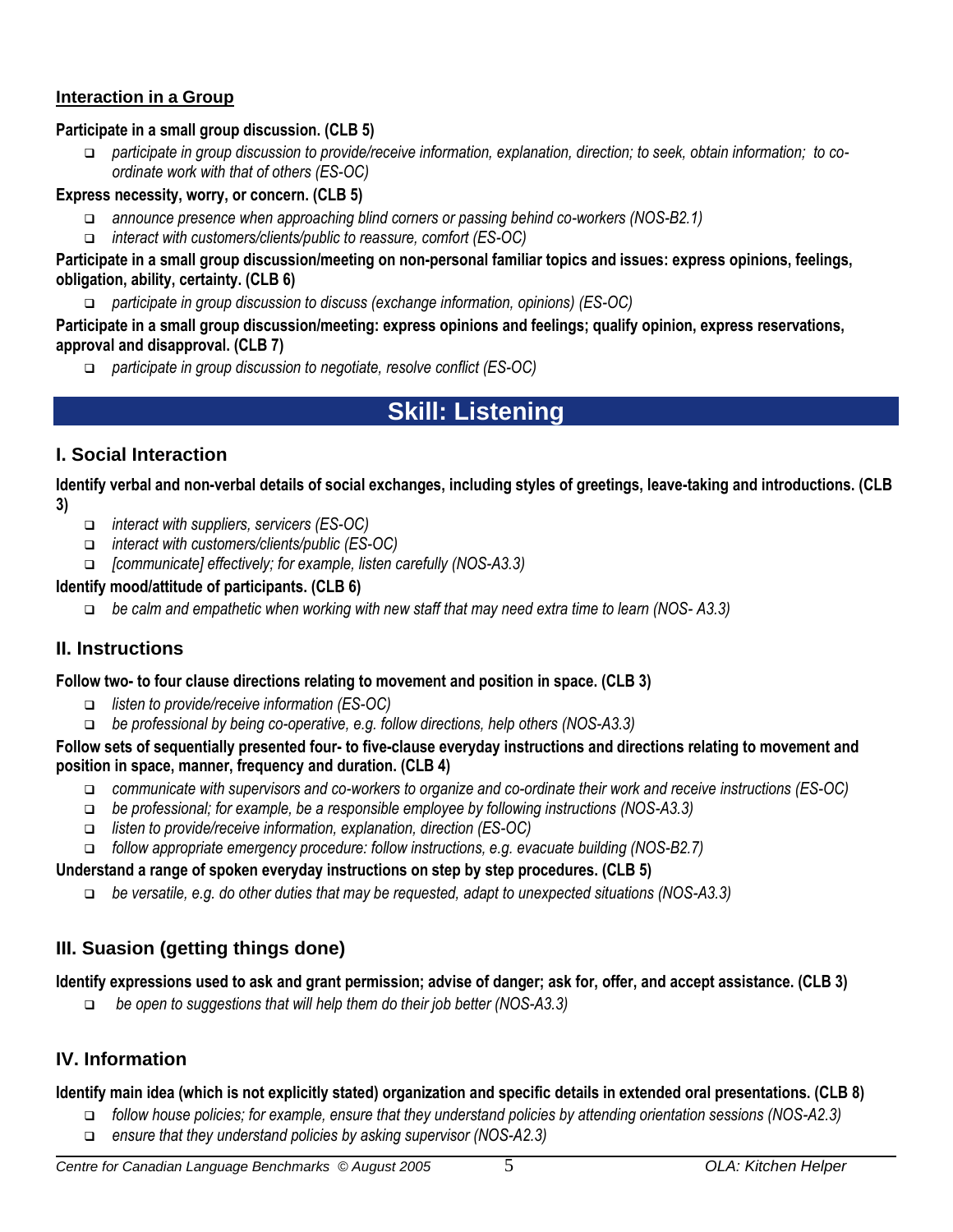### Interaction in a Group

**Participate in a small group discussion. (CLB 5)**

- *participate in group discussion to provide/receive information, explanation, direction; to seek, obtain information; to co-ordinate work with that of others (ES-OC)*

**Express necessity, worry, or concern. (CLB 5)**

- *announce presence when approaching blind corners or passing behind co-workers (NOS-B2.1)*
- *interact with customers/clients/public to reassure, comfort (ES-OC)*

**Participate in a small group discussion/meeting on non-personal familiar topics and issues: express opinions, feelings, obligation, ability, certainty. (CLB 6)**

- *participate in group discussion to discuss (exchange information, opinions) (ES-OC)*

**Participate in a small group discussion/meeting: express opinions and feelings; qualify opinion, express reservations, approval and disapproval. (CLB 7)**

- *participate in group discussion to negotiate, resolve conflict (ES-OC)*

# Skill: Listening

## I. Social Interaction

**Identify verbal and non-verbal details of social exchanges, including styles of greetings, leave-taking and introductions. (CLB 3)**

- *interact with suppliers, servicers (ES-OC)*
- *interact with customers/clients/public (ES-OC)*
- *[communicate] effectively; for example, listen carefully (NOS-A3.3)*

**Identify mood/attitude of participants. (CLB 6)**

- *be calm and empathetic when working with new staff that may need extra time to learn (NOS- A3.3)*

## II. Instructions

**Follow two- to four clause directions relating to movement and position in space. (CLB 3)**

- *listen to provide/receive information (ES-OC)*
- *be professional by being co-operative, e.g. follow directions, help others (NOS-A3.3)*

**Follow sets of sequentially presented four- to five-clause everyday instructions and directions relating to movement and position in space, manner, frequency and duration. (CLB 4)**

- *communicate with supervisors and co-workers to organize and co-ordinate their work and receive instructions (ES-OC)*
- *be professional; for example, be a responsible employee by following instructions (NOS-A3.3)*
- *listen to provide/receive information, explanation, direction (ES-OC)*
- *follow appropriate emergency procedure: follow instructions, e.g. evacuate building (NOS-B2.7)*

**Understand a range of spoken everyday instructions on step by step procedures. (CLB 5)**

- *be versatile, e.g. do other duties that may be requested, adapt to unexpected situations (NOS-A3.3)*

## III. Suasion (getting things done)

**Identify expressions used to ask and grant permission; advise of danger; ask for, offer, and accept assistance. (CLB 3)**

- *be open to suggestions that will help them do their job better (NOS-A3.3)*

## IV. Information

**Identify main idea (which is not explicitly stated) organization and specific details in extended oral presentations. (CLB 8)**

- *follow house policies; for example, ensure that they understand policies by attending orientation sessions (NOS-A2.3)*
- *ensure that they understand policies by asking supervisor (NOS-A2.3)*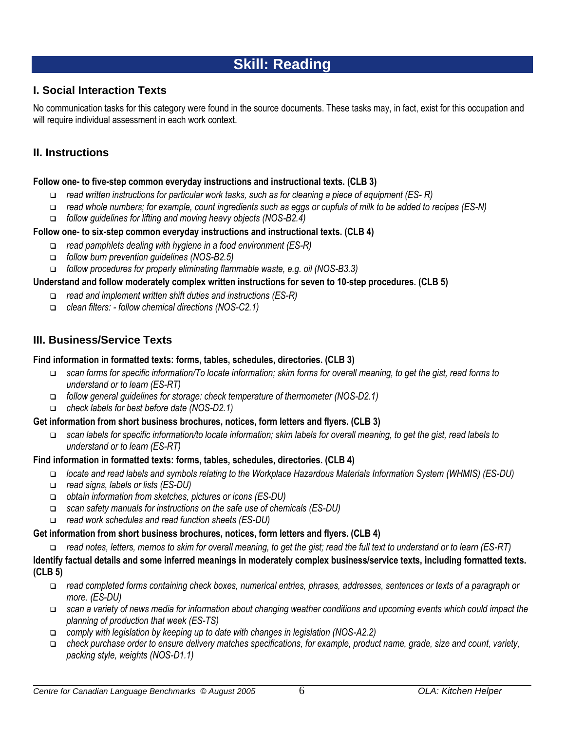# Skill: Reading

## I. Social Interaction Texts

No communication tasks for this category were found in the source documents. These tasks may, in fact, exist for this occupation and will require individual assessment in each work context.

## II. Instructions

**Follow one- to five-step common everyday instructions and instructional texts. (CLB 3)**

- *read written instructions for particular work tasks, such as for cleaning a piece of equipment (ES- R)*
- *read whole numbers; for example, count ingredients such as eggs or cupfuls of milk to be added to recipes (ES-N)*
- *follow guidelines for lifting and moving heavy objects (NOS-B2.4)*

**Follow one- to six-step common everyday instructions and instructional texts. (CLB 4)**

- *read pamphlets dealing with hygiene in a food environment (ES-R)*
- *follow burn prevention guidelines (NOS-B2.5)*
- *follow procedures for properly eliminating flammable waste, e.g. oil (NOS-B3.3)*

**Understand and follow moderately complex written instructions for seven to 10-step procedures. (CLB 5)**

- *read and implement written shift duties and instructions (ES-R)*
- *clean filters: - follow chemical directions (NOS-C2.1)*

## III. Business/Service Texts

**Find information in formatted texts: forms, tables, schedules, directories. (CLB 3)**

- *scan forms for specific information/To locate information; skim forms for overall meaning, to get the gist, read forms to understand or to learn (ES-RT)*
- *follow general guidelines for storage: check temperature of thermometer (NOS-D2.1)*
- *check labels for best before date (NOS-D2.1)*

**Get information from short business brochures, notices, form letters and flyers. (CLB 3)**

- *scan labels for specific information/to locate information; skim labels for overall meaning, to get the gist, read labels to understand or to learn (ES-RT)*

**Find information in formatted texts: forms, tables, schedules, directories. (CLB 4)**

- *locate and read labels and symbols relating to the Workplace Hazardous Materials Information System (WHMIS) (ES-DU)*
- *read signs, labels or lists (ES-DU)*
- *obtain information from sketches, pictures or icons (ES-DU)*
- *scan safety manuals for instructions on the safe use of chemicals (ES-DU)*
- *read work schedules and read function sheets (ES-DU)*

**Get information from short business brochures, notices, form letters and flyers. (CLB 4)**

- *read notes, letters, memos to skim for overall meaning, to get the gist; read the full text to understand or to learn (ES-RT)*

**Identify factual details and some inferred meanings in moderately complex business/service texts, including formatted texts. (CLB 5)**

- *read completed forms containing check boxes, numerical entries, phrases, addresses, sentences or texts of a paragraph or more. (ES-DU)*
- *scan a variety of news media for information about changing weather conditions and upcoming events which could impact the planning of production that week (ES-TS)*
- *comply with legislation by keeping up to date with changes in legislation (NOS-A2.2)*
- *check purchase order to ensure delivery matches specifications, for example, product name, grade, size and count, variety, packing style, weights (NOS-D1.1)*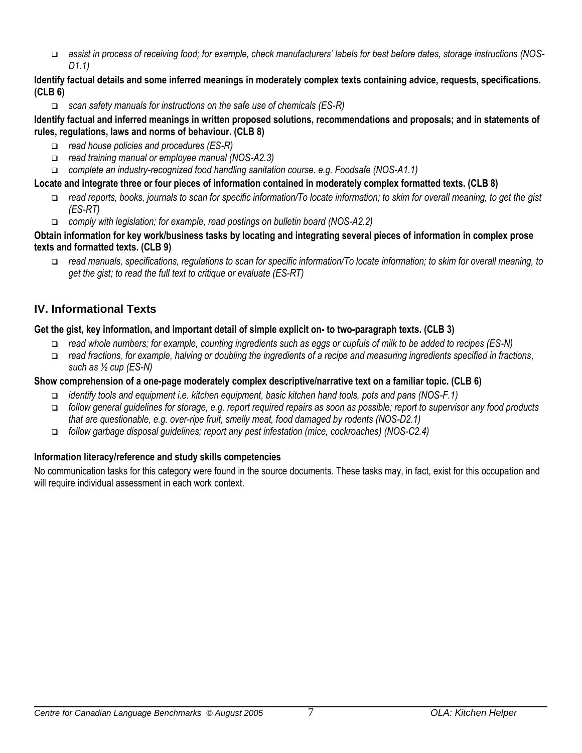- *assist in process of receiving food; for example, check manufacturers' labels for best before dates, storage instructions (NOS-D1.1)*

**Identify factual details and some inferred meanings in moderately complex texts containing advice, requests, specifications. (CLB 6)**

- *scan safety manuals for instructions on the safe use of chemicals (ES-R)*

**Identify factual and inferred meanings in written proposed solutions, recommendations and proposals; and in statements of rules, regulations, laws and norms of behaviour. (CLB 8)**

- *read house policies and procedures (ES-R)*
- *read training manual or employee manual (NOS-A2.3)*
- *complete an industry-recognized food handling sanitation course. e.g. Foodsafe (NOS-A1.1)*

**Locate and integrate three or four pieces of information contained in moderately complex formatted texts. (CLB 8)**

- *read reports, books, journals to scan for specific information/To locate information; to skim for overall meaning, to get the gist (ES-RT)*
- *comply with legislation; for example, read postings on bulletin board (NOS-A2.2)*

**Obtain information for key work/business tasks by locating and integrating several pieces of information in complex prose texts and formatted texts. (CLB 9)**

- *read manuals, specifications, regulations to scan for specific information/To locate information; to skim for overall meaning, to get the gist; to read the full text to critique or evaluate (ES-RT)*

## IV. Informational Texts

**Get the gist, key information, and important detail of simple explicit on- to two-paragraph texts. (CLB 3)**

- *read whole numbers; for example, counting ingredients such as eggs or cupfuls of milk to be added to recipes (ES-N)*
- *read fractions, for example, halving or doubling the ingredients of a recipe and measuring ingredients specified in fractions, such as ½ cup (ES-N)*

**Show comprehension of a one-page moderately complex descriptive/narrative text on a familiar topic. (CLB 6)**

- *identify tools and equipment i.e. kitchen equipment, basic kitchen hand tools, pots and pans (NOS-F.1)*
- *follow general guidelines for storage, e.g. report required repairs as soon as possible; report to supervisor any food products that are questionable, e.g. over-ripe fruit, smelly meat, food damaged by rodents (NOS-D2.1)*
- *follow garbage disposal guidelines; report any pest infestation (mice, cockroaches) (NOS-C2.4)*

**Information literacy/reference and study skills competencies**

No communication tasks for this category were found in the source documents. These tasks may, in fact, exist for this occupation and will require individual assessment in each work context.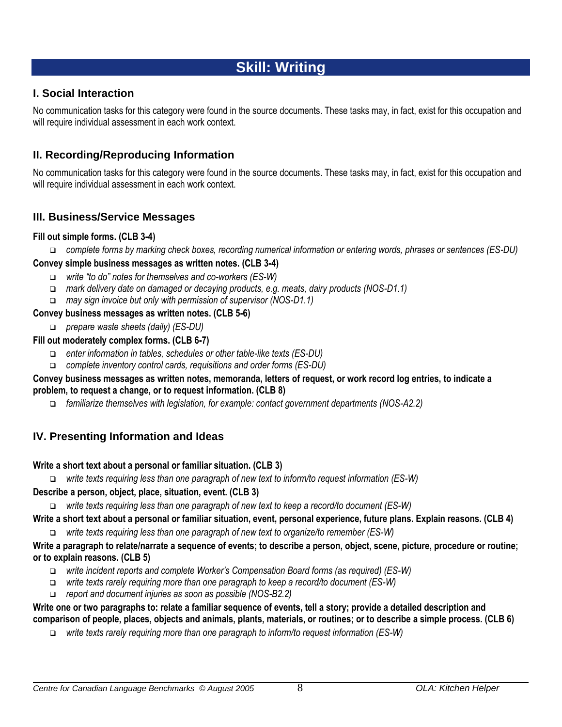# Skill: Writing

## I. Social Interaction

No communication tasks for this category were found in the source documents. These tasks may, in fact, exist for this occupation and will require individual assessment in each work context.

## II. Recording/Reproducing Information

No communication tasks for this category were found in the source documents. These tasks may, in fact, exist for this occupation and will require individual assessment in each work context.

## III. Business/Service Messages

**Fill out simple forms. (CLB 3-4)**

- *complete forms by marking check boxes, recording numerical information or entering words, phrases or sentences (ES-DU)*

**Convey simple business messages as written notes. (CLB 3-4)**

- *write "to do" notes for themselves and co-workers (ES-W)*
- *mark delivery date on damaged or decaying products, e.g. meats, dairy products (NOS-D1.1)*
- *may sign invoice but only with permission of supervisor (NOS-D1.1)*

**Convey business messages as written notes. (CLB 5-6)**

- *prepare waste sheets (daily) (ES-DU)*

**Fill out moderately complex forms. (CLB 6-7)**

- *enter information in tables, schedules or other table-like texts (ES-DU)*
- *complete inventory control cards, requisitions and order forms (ES-DU)*

**Convey business messages as written notes, memoranda, letters of request, or work record log entries, to indicate a problem, to request a change, or to request information. (CLB 8)**

- *familiarize themselves with legislation, for example: contact government departments (NOS-A2.2)*

## IV. Presenting Information and Ideas

**Write a short text about a personal or familiar situation. (CLB 3)**

- *write texts requiring less than one paragraph of new text to inform/to request information (ES-W)*

**Describe a person, object, place, situation, event. (CLB 3)**

- *write texts requiring less than one paragraph of new text to keep a record/to document (ES-W)*

**Write a short text about a personal or familiar situation, event, personal experience, future plans. Explain reasons. (CLB 4)**

- *write texts requiring less than one paragraph of new text to organize/to remember (ES-W)*

**Write a paragraph to relate/narrate a sequence of events; to describe a person, object, scene, picture, procedure or routine; or to explain reasons. (CLB 5)**

- *write incident reports and complete Worker's Compensation Board forms (as required) (ES-W)*
- *write texts rarely requiring more than one paragraph to keep a record/to document (ES-W)*
- *report and document injuries as soon as possible (NOS-B2.2)*

**Write one or two paragraphs to: relate a familiar sequence of events, tell a story; provide a detailed description and comparison of people, places, objects and animals, plants, materials, or routines; or to describe a simple process. (CLB 6)**

- *write texts rarely requiring more than one paragraph to inform/to request information (ES-W)*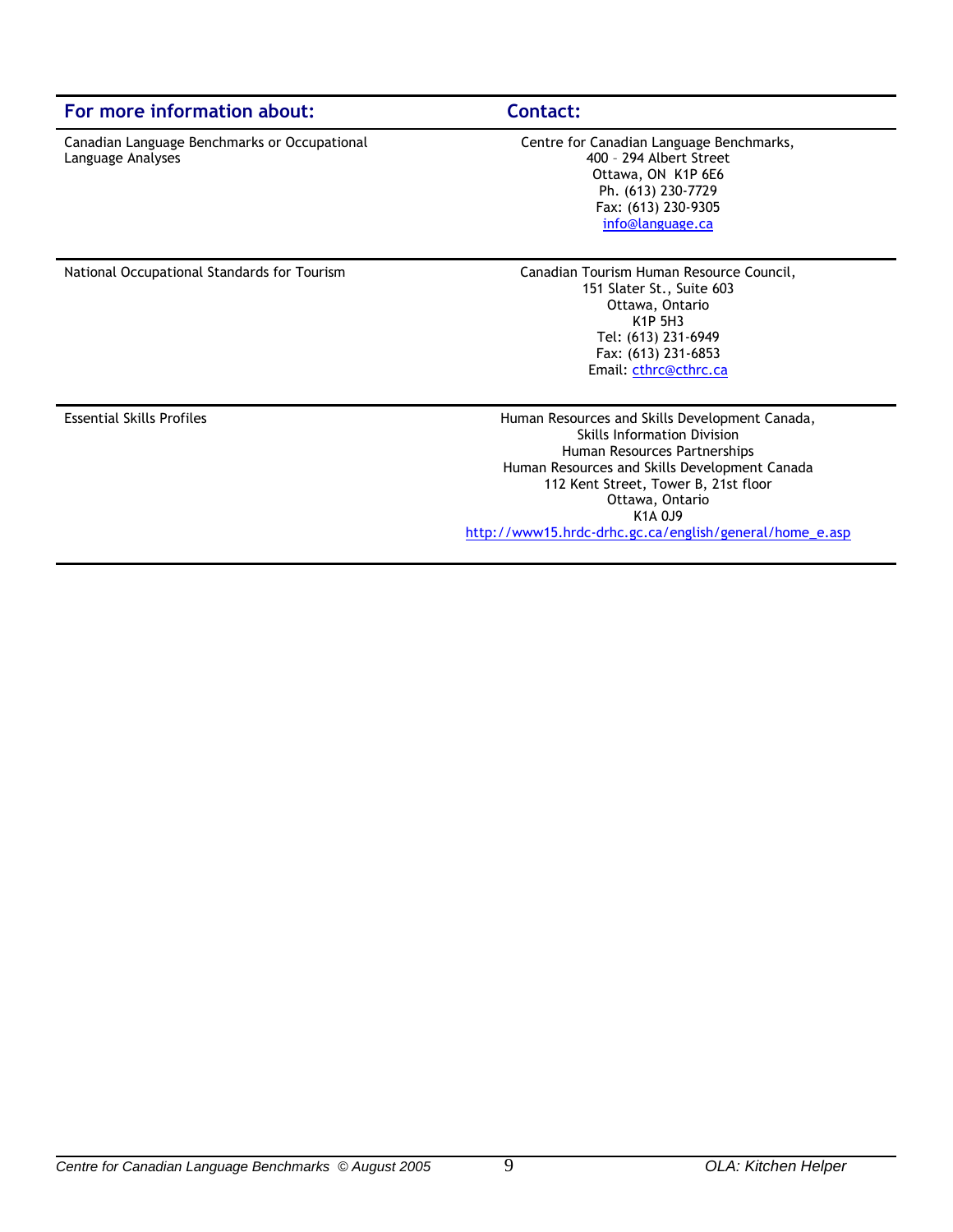| For more information about: | Contact: |
| --- | --- |
| Canadian Language Benchmarks or Occupational Language Analyses | Centre for Canadian Language Benchmarks,<br>400 – 294 Albert Street<br>Ottawa, ON K1P 6E6<br>Ph. (613) 230-7729<br>Fax: (613) 230-9305<br>info@language.ca |
| National Occupational Standards for Tourism | Canadian Tourism Human Resource Council,<br>151 Slater St., Suite 603<br>Ottawa, Ontario<br>K1P 5H3<br>Tel: (613) 231-6949<br>Fax: (613) 231-6853<br>Email: cthrc@cthrc.ca |
| Essential Skills Profiles | Human Resources and Skills Development Canada,<br>Skills Information Division<br>Human Resources Partnerships<br>Human Resources and Skills Development Canada<br>112 Kent Street, Tower B, 21st floor<br>Ottawa, Ontario<br>K1A 0J9<br>http://www15.hrdc-drhc.gc.ca/english/general/home_e.asp |